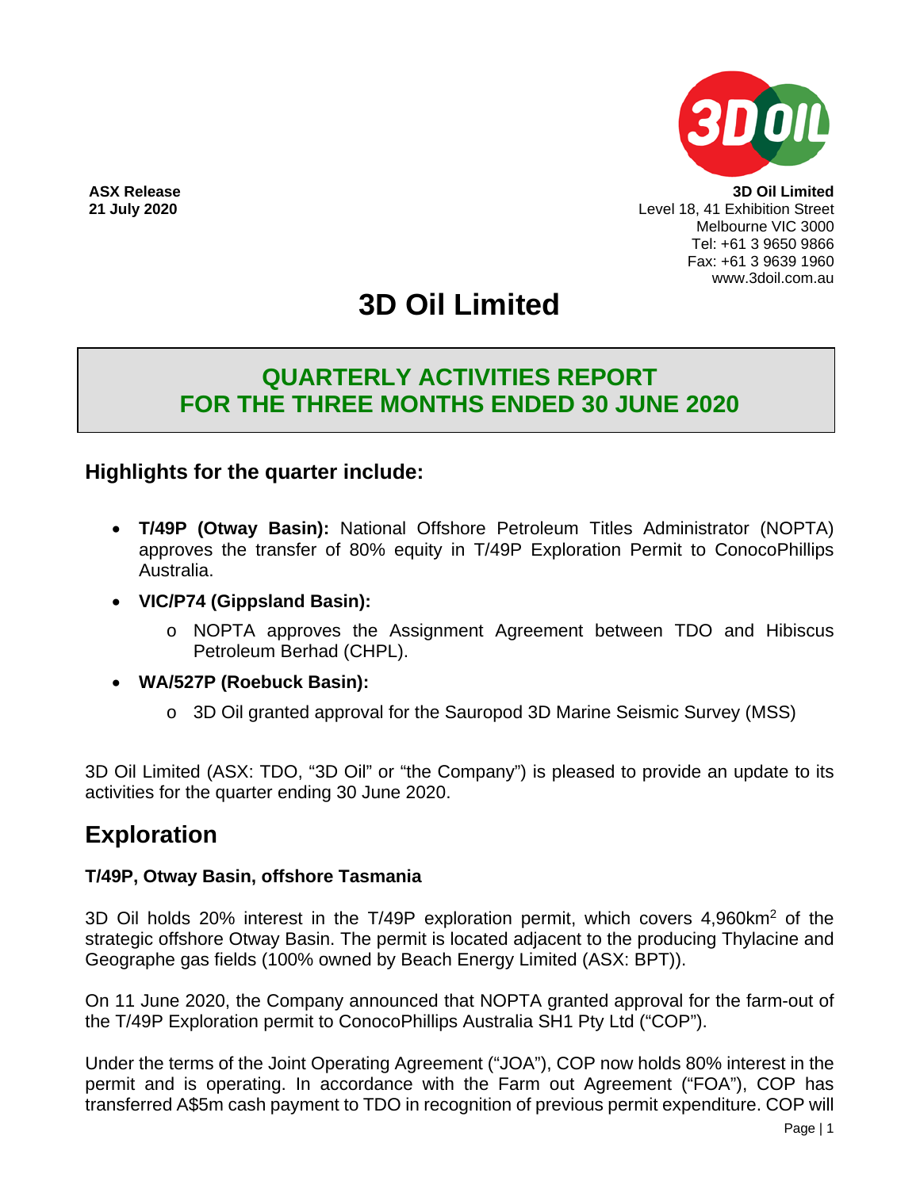**ASX Release**
**21 July 2020**

**3D Oil Limited**
Level 18, 41 Exhibition Street
Melbourne VIC 3000
Tel: +61 3 9650 9866
Fax: +61 3 9639 1960
www.3doil.com.au

# 3D Oil Limited

## QUARTERLY ACTIVITIES REPORT FOR THE THREE MONTHS ENDED 30 JUNE 2020

### Highlights for the quarter include:

- **T/49P (Otway Basin):** National Offshore Petroleum Titles Administrator (NOPTA) approves the transfer of 80% equity in T/49P Exploration Permit to ConocoPhillips Australia.
- **VIC/P74 (Gippsland Basin):**
  - NOPTA approves the Assignment Agreement between TDO and Hibiscus Petroleum Berhad (CHPL).
- **WA/527P (Roebuck Basin):**
  - 3D Oil granted approval for the Sauropod 3D Marine Seismic Survey (MSS)

3D Oil Limited (ASX: TDO, "3D Oil" or "the Company") is pleased to provide an update to its activities for the quarter ending 30 June 2020.

## Exploration

### T/49P, Otway Basin, offshore Tasmania

3D Oil holds 20% interest in the T/49P exploration permit, which covers 4,960km$^2$ of the strategic offshore Otway Basin. The permit is located adjacent to the producing Thylacine and Geographe gas fields (100% owned by Beach Energy Limited (ASX: BPT)).

On 11 June 2020, the Company announced that NOPTA granted approval for the farm-out of the T/49P Exploration permit to ConocoPhillips Australia SH1 Pty Ltd ("COP").

Under the terms of the Joint Operating Agreement ("JOA"), COP now holds 80% interest in the permit and is operating. In accordance with the Farm out Agreement ("FOA"), COP has transferred A$5m cash payment to TDO in recognition of previous permit expenditure. COP will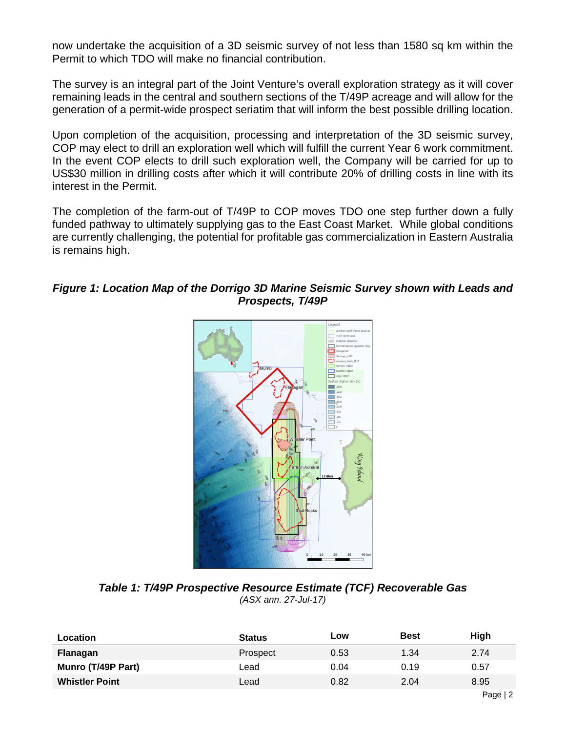now undertake the acquisition of a 3D seismic survey of not less than 1580 sq km within the Permit to which TDO will make no financial contribution.

The survey is an integral part of the Joint Venture's overall exploration strategy as it will cover remaining leads in the central and southern sections of the T/49P acreage and will allow for the generation of a permit-wide prospect seriatim that will inform the best possible drilling location.

Upon completion of the acquisition, processing and interpretation of the 3D seismic survey, COP may elect to drill an exploration well which will fulfill the current Year 6 work commitment. In the event COP elects to drill such exploration well, the Company will be carried for up to US$30 million in drilling costs after which it will contribute 20% of drilling costs in line with its interest in the Permit.

The completion of the farm-out of T/49P to COP moves TDO one step further down a fully funded pathway to ultimately supplying gas to the East Coast Market. While global conditions are currently challenging, the potential for profitable gas commercialization in Eastern Australia is remains high.

***Figure 1: Location Map of the Dorrigo 3D Marine Seismic Survey shown with Leads and Prospects, T/49P***

***Table 1: T/49P Prospective Resource Estimate (TCF) Recoverable Gas***
*(ASX ann. 27-Jul-17)*

| Location | Status | Low | Best | High |
|---|---|---|---|---|
| **Flanagan** | Prospect | 0.53 | 1.34 | 2.74 |
| **Munro (T/49P Part)** | Lead | 0.04 | 0.19 | 0.57 |
| **Whistler Point** | Lead | 0.82 | 2.04 | 8.95 |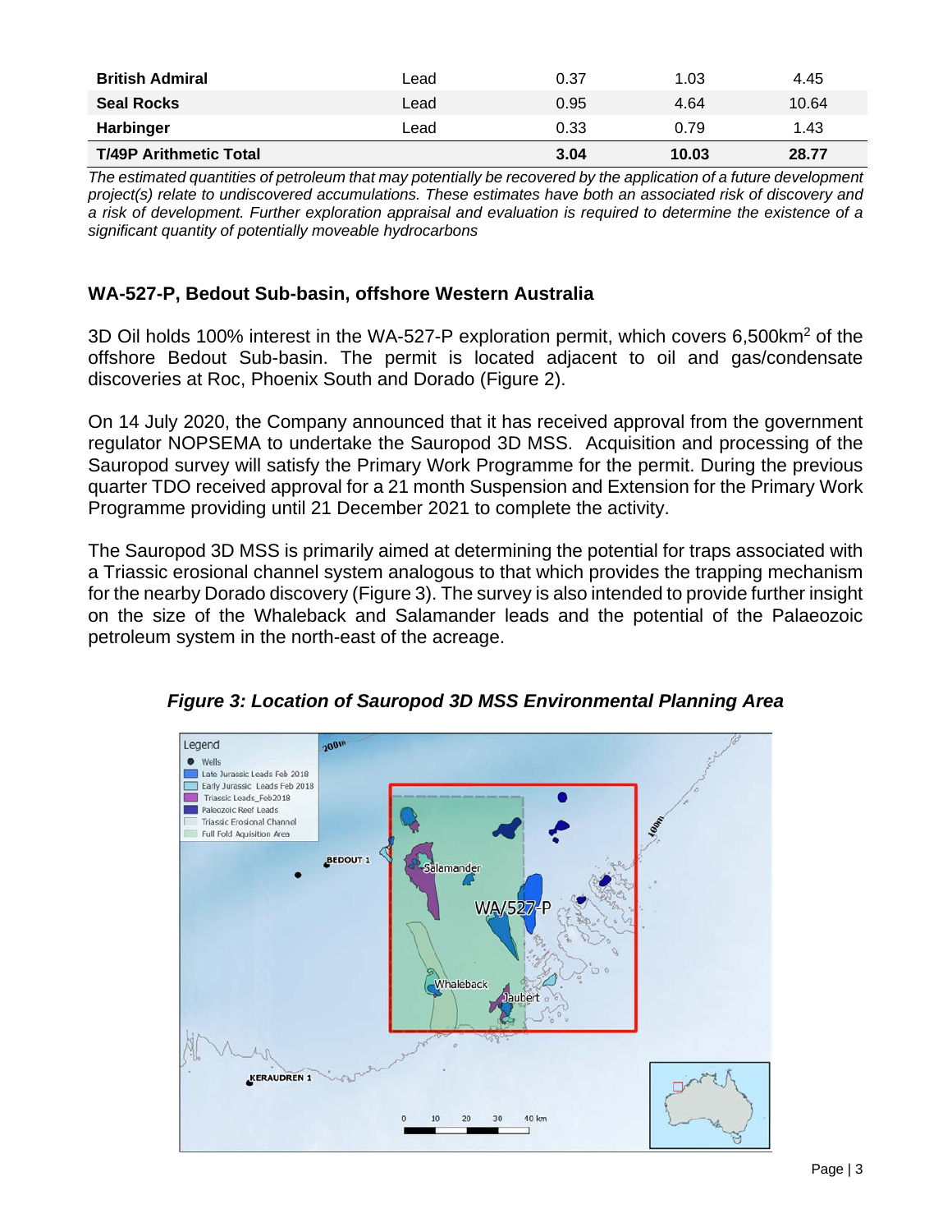| British Admiral | Lead | 0.37 | 1.03 | 4.45 |
|---|---|---|---|---|
| Seal Rocks | Lead | 0.95 | 4.64 | 10.64 |
| Harbinger | Lead | 0.33 | 0.79 | 1.43 |
| **T/49P Arithmetic Total** | | **3.04** | **10.03** | **28.77** |

*The estimated quantities of petroleum that may potentially be recovered by the application of a future development project(s) relate to undiscovered accumulations. These estimates have both an associated risk of discovery and a risk of development. Further exploration appraisal and evaluation is required to determine the existence of a significant quantity of potentially moveable hydrocarbons*

## WA-527-P, Bedout Sub-basin, offshore Western Australia

3D Oil holds 100% interest in the WA-527-P exploration permit, which covers 6,500km$^2$ of the offshore Bedout Sub-basin. The permit is located adjacent to oil and gas/condensate discoveries at Roc, Phoenix South and Dorado (Figure 2).

On 14 July 2020, the Company announced that it has received approval from the government regulator NOPSEMA to undertake the Sauropod 3D MSS. Acquisition and processing of the Sauropod survey will satisfy the Primary Work Programme for the permit. During the previous quarter TDO received approval for a 21 month Suspension and Extension for the Primary Work Programme providing until 21 December 2021 to complete the activity.

The Sauropod 3D MSS is primarily aimed at determining the potential for traps associated with a Triassic erosional channel system analogous to that which provides the trapping mechanism for the nearby Dorado discovery (Figure 3). The survey is also intended to provide further insight on the size of the Whaleback and Salamander leads and the potential of the Palaeozoic petroleum system in the north-east of the acreage.

***Figure 3: Location of Sauropod 3D MSS Environmental Planning Area***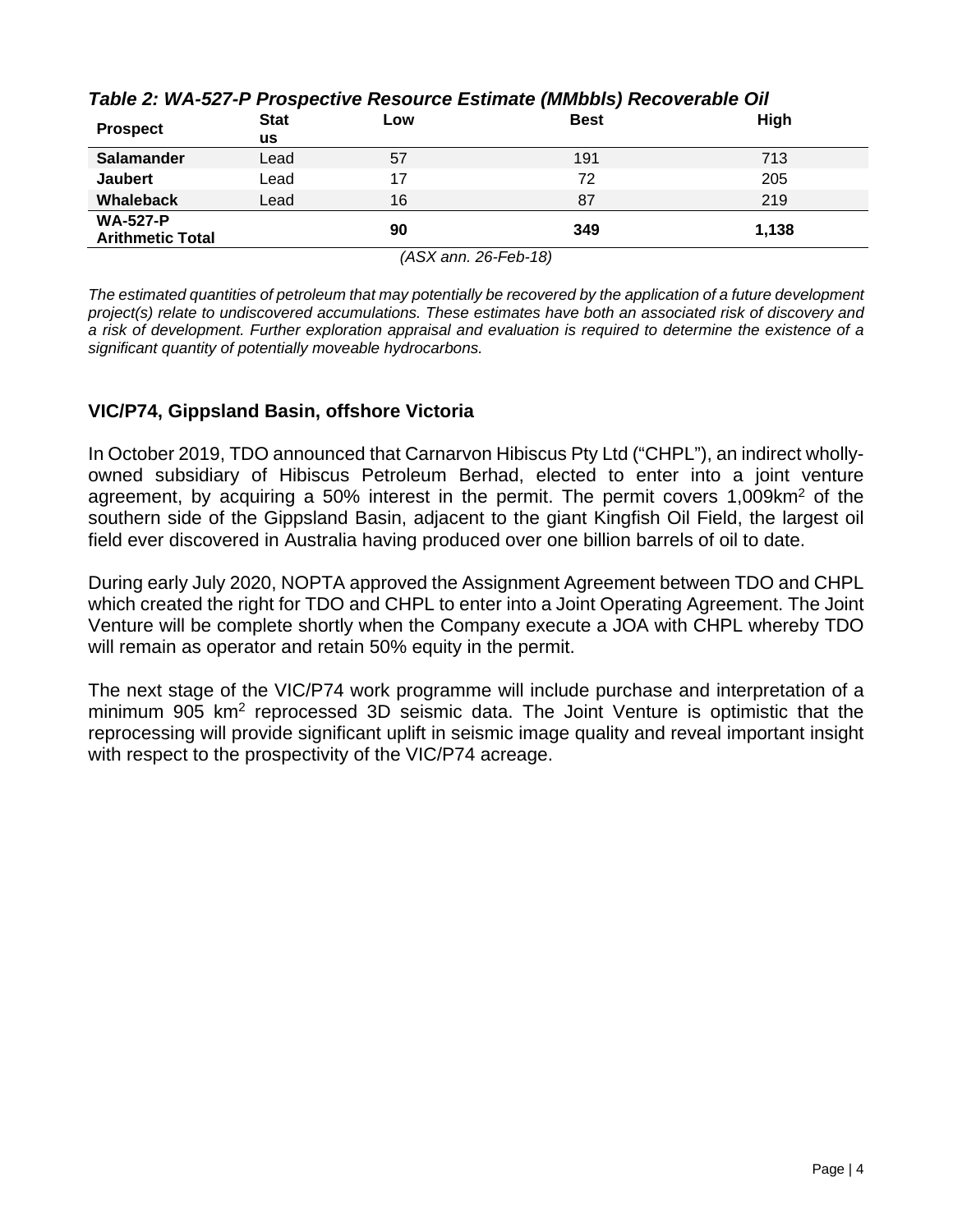*Table 2: WA-527-P Prospective Resource Estimate (MMbbls) Recoverable Oil*

| Prospect | Status | Low | Best | High |
| --- | --- | --- | --- | --- |
| **Salamander** | Lead | 57 | 191 | 713 |
| **Jaubert** | Lead | 17 | 72 | 205 |
| **Whaleback** | Lead | 16 | 87 | 219 |
| **WA-527-P Arithmetic Total** | | **90** | **349** | **1,138** |

*(ASX ann. 26-Feb-18)*

*The estimated quantities of petroleum that may potentially be recovered by the application of a future development project(s) relate to undiscovered accumulations. These estimates have both an associated risk of discovery and a risk of development. Further exploration appraisal and evaluation is required to determine the existence of a significant quantity of potentially moveable hydrocarbons.*

## VIC/P74, Gippsland Basin, offshore Victoria

In October 2019, TDO announced that Carnarvon Hibiscus Pty Ltd ("CHPL"), an indirect wholly-owned subsidiary of Hibiscus Petroleum Berhad, elected to enter into a joint venture agreement, by acquiring a 50% interest in the permit. The permit covers 1,009km$^2$ of the southern side of the Gippsland Basin, adjacent to the giant Kingfish Oil Field, the largest oil field ever discovered in Australia having produced over one billion barrels of oil to date.

During early July 2020, NOPTA approved the Assignment Agreement between TDO and CHPL which created the right for TDO and CHPL to enter into a Joint Operating Agreement. The Joint Venture will be complete shortly when the Company execute a JOA with CHPL whereby TDO will remain as operator and retain 50% equity in the permit.

The next stage of the VIC/P74 work programme will include purchase and interpretation of a minimum 905 km$^2$ reprocessed 3D seismic data. The Joint Venture is optimistic that the reprocessing will provide significant uplift in seismic image quality and reveal important insight with respect to the prospectivity of the VIC/P74 acreage.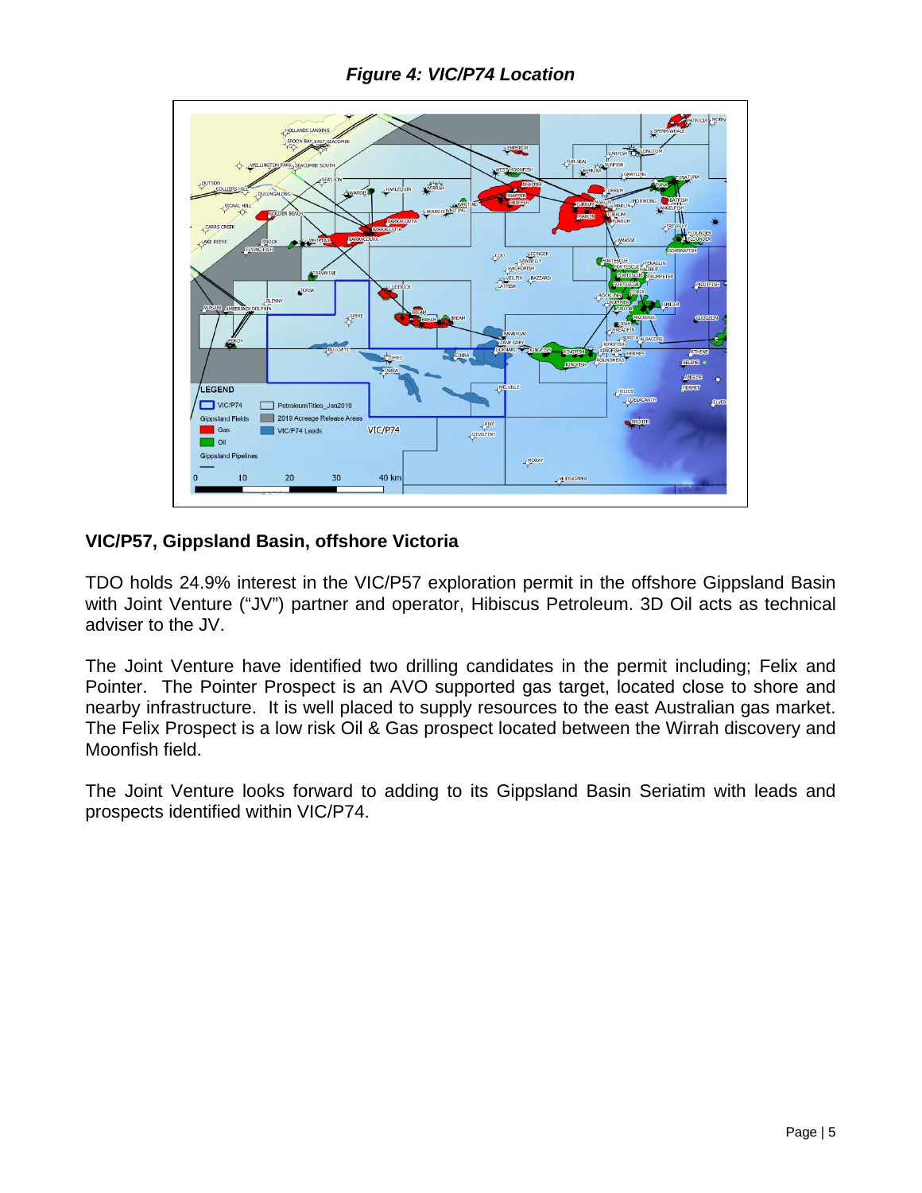***Figure 4: VIC/P74 Location***

## VIC/P57, Gippsland Basin, offshore Victoria

TDO holds 24.9% interest in the VIC/P57 exploration permit in the offshore Gippsland Basin with Joint Venture ("JV") partner and operator, Hibiscus Petroleum. 3D Oil acts as technical adviser to the JV.

The Joint Venture have identified two drilling candidates in the permit including; Felix and Pointer. The Pointer Prospect is an AVO supported gas target, located close to shore and nearby infrastructure. It is well placed to supply resources to the east Australian gas market. The Felix Prospect is a low risk Oil & Gas prospect located between the Wirrah discovery and Moonfish field.

The Joint Venture looks forward to adding to its Gippsland Basin Seriatim with leads and prospects identified within VIC/P74.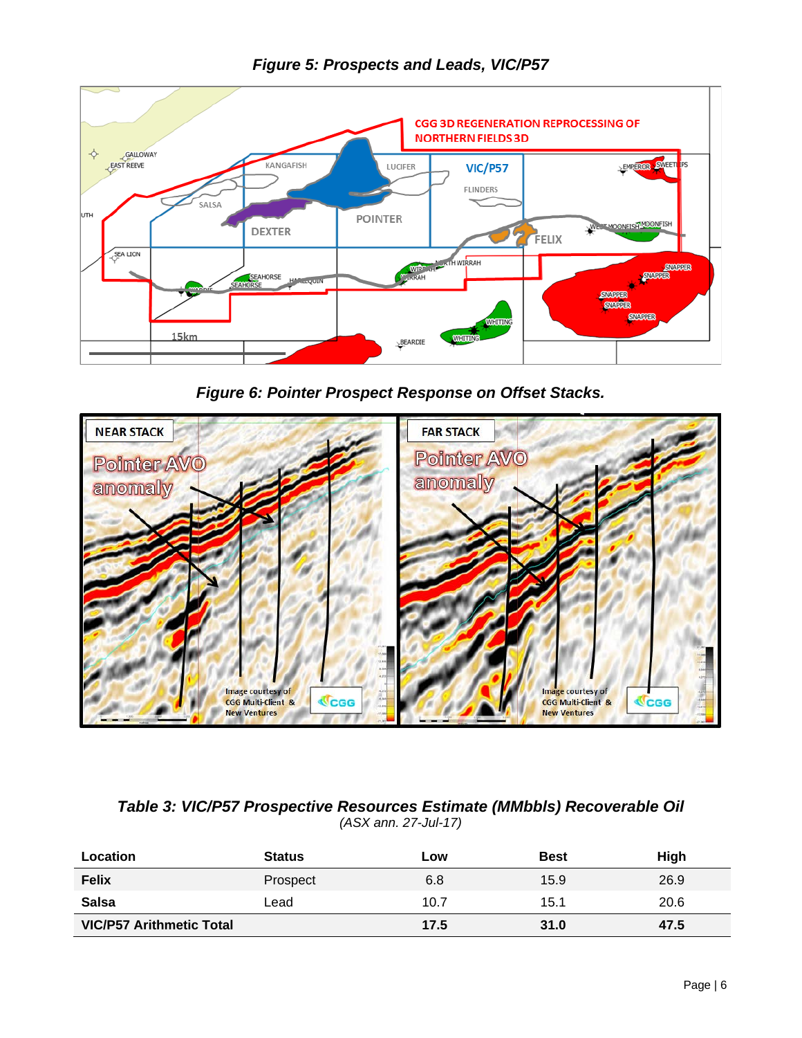*Figure 5: Prospects and Leads, VIC/P57*

*Figure 6: Pointer Prospect Response on Offset Stacks.*

*Table 3: VIC/P57 Prospective Resources Estimate (MMbbls) Recoverable Oil*
*(ASX ann. 27-Jul-17)*

| Location | Status | Low | Best | High |
|---|---|---|---|---|
| **Felix** | Prospect | 6.8 | 15.9 | 26.9 |
| **Salsa** | Lead | 10.7 | 15.1 | 20.6 |
| **VIC/P57 Arithmetic Total** | | **17.5** | **31.0** | **47.5** |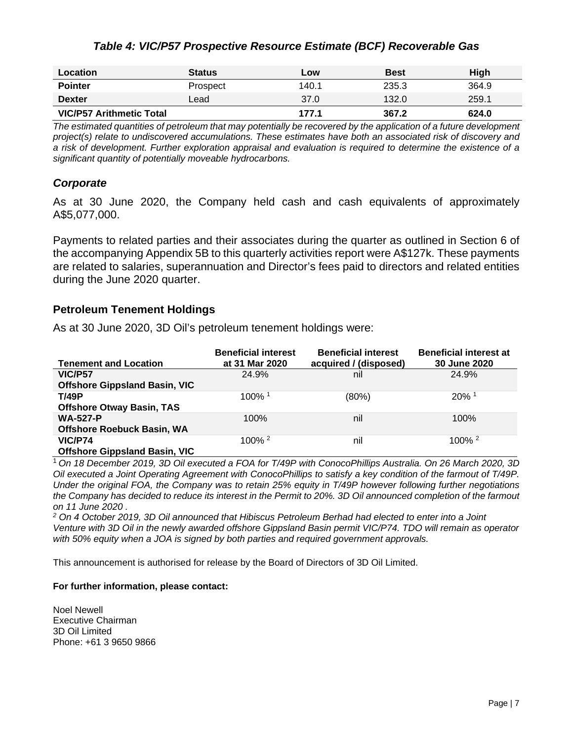### *Table 4: VIC/P57 Prospective Resource Estimate (BCF) Recoverable Gas*

| Location | Status | Low | Best | High |
|---|---|---|---|---|
| **Pointer** | Prospect | 140.1 | 235.3 | 364.9 |
| **Dexter** | Lead | 37.0 | 132.0 | 259.1 |
| **VIC/P57 Arithmetic Total** | | **177.1** | **367.2** | **624.0** |

*The estimated quantities of petroleum that may potentially be recovered by the application of a future development project(s) relate to undiscovered accumulations. These estimates have both an associated risk of discovery and a risk of development. Further exploration appraisal and evaluation is required to determine the existence of a significant quantity of potentially moveable hydrocarbons.*

## *Corporate*

As at 30 June 2020, the Company held cash and cash equivalents of approximately A$5,077,000.

Payments to related parties and their associates during the quarter as outlined in Section 6 of the accompanying Appendix 5B to this quarterly activities report were A$127k. These payments are related to salaries, superannuation and Director's fees paid to directors and related entities during the June 2020 quarter.

## Petroleum Tenement Holdings

As at 30 June 2020, 3D Oil's petroleum tenement holdings were:

| Tenement and Location | Beneficial interest at 31 Mar 2020 | Beneficial interest acquired / (disposed) | Beneficial interest at 30 June 2020 |
|---|---|---|---|
| **VIC/P57** **Offshore Gippsland Basin, VIC** | 24.9% | nil | 24.9% |
| **T/49P** **Offshore Otway Basin, TAS** | 100% [1] | (80%) | 20% [1] |
| **WA-527-P** **Offshore Roebuck Basin, WA** | 100% | nil | 100% |
| **VIC/P74** **Offshore Gippsland Basin, VIC** | 100% [2] | nil | 100% [2] |

[1] *On 18 December 2019, 3D Oil executed a FOA for T/49P with ConocoPhillips Australia. On 26 March 2020, 3D Oil executed a Joint Operating Agreement with ConocoPhillips to satisfy a key condition of the farmout of T/49P. Under the original FOA, the Company was to retain 25% equity in T/49P however following further negotiations the Company has decided to reduce its interest in the Permit to 20%. 3D Oil announced completion of the farmout on 11 June 2020 .*

[2] *On 4 October 2019, 3D Oil announced that Hibiscus Petroleum Berhad had elected to enter into a Joint Venture with 3D Oil in the newly awarded offshore Gippsland Basin permit VIC/P74. TDO will remain as operator with 50% equity when a JOA is signed by both parties and required government approvals.*

This announcement is authorised for release by the Board of Directors of 3D Oil Limited.

**For further information, please contact:**

Noel Newell
Executive Chairman
3D Oil Limited
Phone: +61 3 9650 9866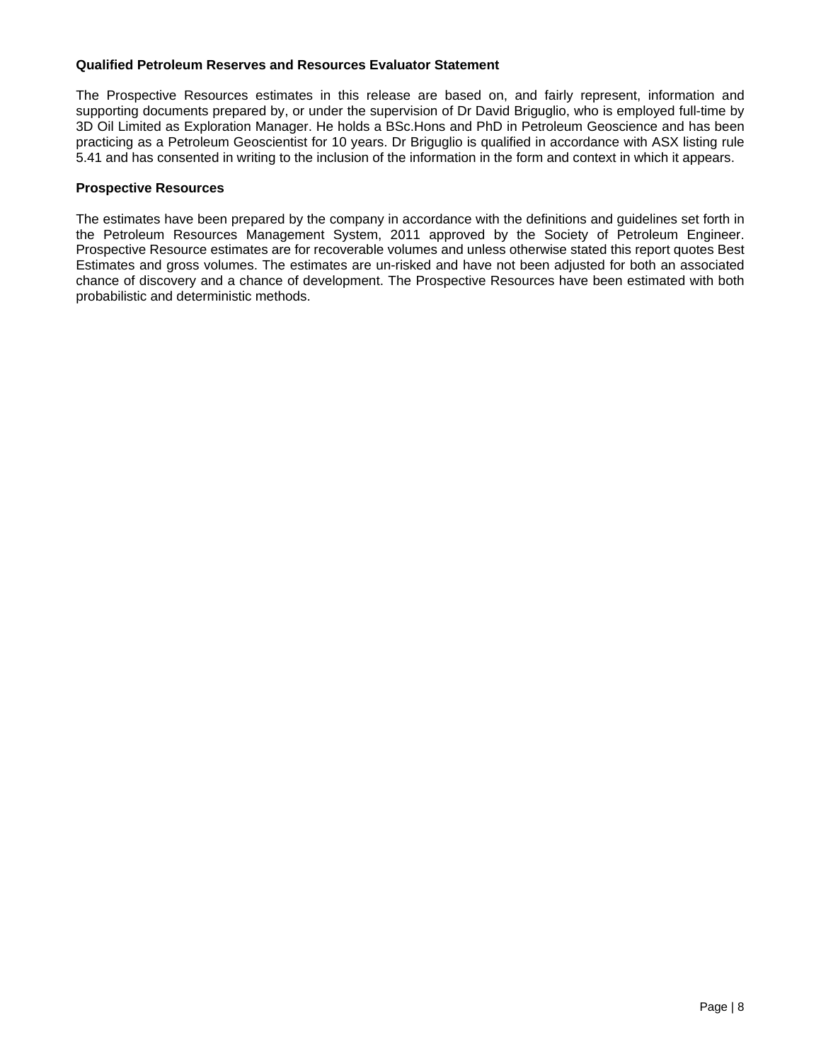**Qualified Petroleum Reserves and Resources Evaluator Statement**

The Prospective Resources estimates in this release are based on, and fairly represent, information and supporting documents prepared by, or under the supervision of Dr David Briguglio, who is employed full-time by 3D Oil Limited as Exploration Manager. He holds a BSc.Hons and PhD in Petroleum Geoscience and has been practicing as a Petroleum Geoscientist for 10 years. Dr Briguglio is qualified in accordance with ASX listing rule 5.41 and has consented in writing to the inclusion of the information in the form and context in which it appears.

**Prospective Resources**

The estimates have been prepared by the company in accordance with the definitions and guidelines set forth in the Petroleum Resources Management System, 2011 approved by the Society of Petroleum Engineer. Prospective Resource estimates are for recoverable volumes and unless otherwise stated this report quotes Best Estimates and gross volumes. The estimates are un-risked and have not been adjusted for both an associated chance of discovery and a chance of development. The Prospective Resources have been estimated with both probabilistic and deterministic methods.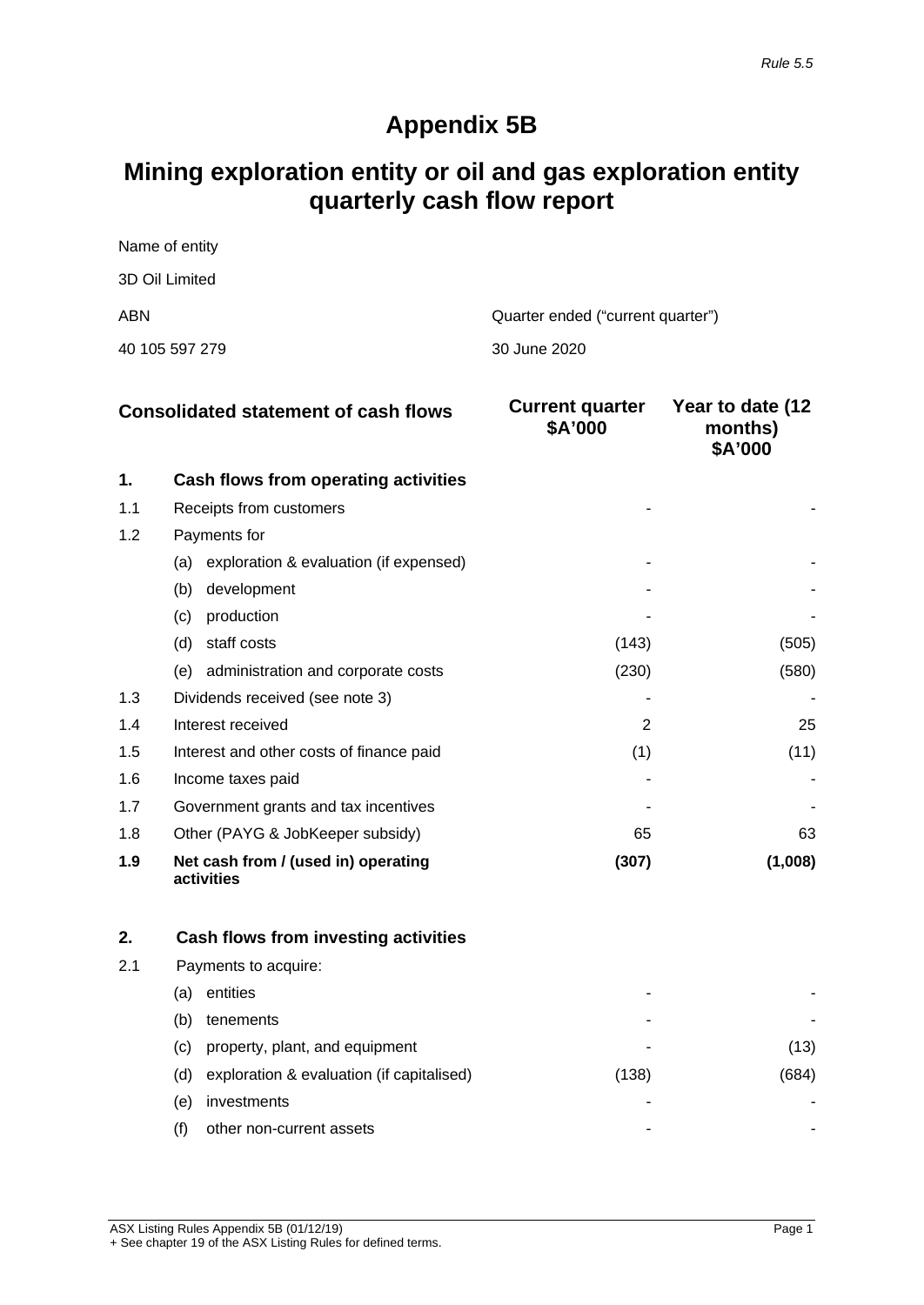*Rule 5.5*

# Appendix 5B

## Mining exploration entity or oil and gas exploration entity quarterly cash flow report

Name of entity

3D Oil Limited

| ABN | Quarter ended ("current quarter") |
|---|---|
| 40 105 597 279 | 30 June 2020 |

| | Consolidated statement of cash flows | Current quarter $A'000 | Year to date (12 months) $A'000 |
|---|---|---|---|
| **1.** | **Cash flows from operating activities** | | |
| 1.1 | Receipts from customers | - | - |
| 1.2 | Payments for | | |
| | (a) exploration & evaluation (if expensed) | - | - |
| | (b) development | - | - |
| | (c) production | - | - |
| | (d) staff costs | (143) | (505) |
| | (e) administration and corporate costs | (230) | (580) |
| 1.3 | Dividends received (see note 3) | - | - |
| 1.4 | Interest received | 2 | 25 |
| 1.5 | Interest and other costs of finance paid | (1) | (11) |
| 1.6 | Income taxes paid | - | - |
| 1.7 | Government grants and tax incentives | - | - |
| 1.8 | Other (PAYG & JobKeeper subsidy) | 65 | 63 |
| **1.9** | **Net cash from / (used in) operating activities** | **(307)** | **(1,008)** |
| | | | |
| **2.** | **Cash flows from investing activities** | | |
| 2.1 | Payments to acquire: | | |
| | (a) entities | - | - |
| | (b) tenements | - | - |
| | (c) property, plant, and equipment | - | (13) |
| | (d) exploration & evaluation (if capitalised) | (138) | (684) |
| | (e) investments | - | - |
| | (f) other non-current assets | - | - |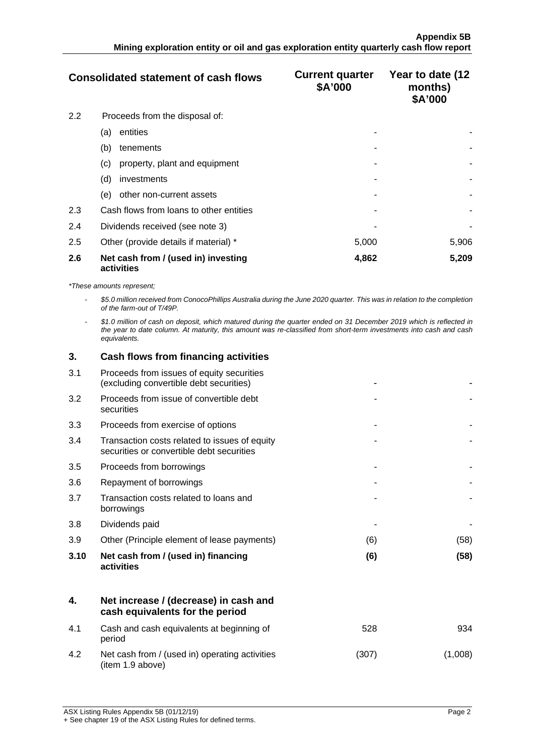| | Consolidated statement of cash flows | Current quarter $A'000 | Year to date (12 months) $A'000 |
|---|---|---|---|
| 2.2 | Proceeds from the disposal of: | | |
| | (a) entities | - | - |
| | (b) tenements | - | - |
| | (c) property, plant and equipment | - | - |
| | (d) investments | - | - |
| | (e) other non-current assets | - | - |
| 2.3 | Cash flows from loans to other entities | - | - |
| 2.4 | Dividends received (see note 3) | - | - |
| 2.5 | Other (provide details if material) * | 5,000 | 5,906 |
| **2.6** | **Net cash from / (used in) investing activities** | **4,862** | **5,209** |

*\*These amounts represent;*

- *$5.0 million received from ConocoPhillips Australia during the June 2020 quarter. This was in relation to the completion of the farm-out of T/49P.*
- *$1.0 million of cash on deposit, which matured during the quarter ended on 31 December 2019 which is reflected in the year to date column. At maturity, this amount was re-classified from short-term investments into cash and cash equivalents.*

| | | Current quarter $A'000 | Year to date (12 months) $A'000 |
|---|---|---|---|
| **3.** | **Cash flows from financing activities** | | |
| 3.1 | Proceeds from issues of equity securities (excluding convertible debt securities) | - | - |
| 3.2 | Proceeds from issue of convertible debt securities | - | - |
| 3.3 | Proceeds from exercise of options | - | - |
| 3.4 | Transaction costs related to issues of equity securities or convertible debt securities | - | - |
| 3.5 | Proceeds from borrowings | - | - |
| 3.6 | Repayment of borrowings | - | - |
| 3.7 | Transaction costs related to loans and borrowings | - | - |
| 3.8 | Dividends paid | - | - |
| 3.9 | Other (Principle element of lease payments) | (6) | (58) |
| **3.10** | **Net cash from / (used in) financing activities** | **(6)** | **(58)** |
| | | | |
| **4.** | **Net increase / (decrease) in cash and cash equivalents for the period** | | |
| 4.1 | Cash and cash equivalents at beginning of period | 528 | 934 |
| 4.2 | Net cash from / (used in) operating activities (item 1.9 above) | (307) | (1,008) |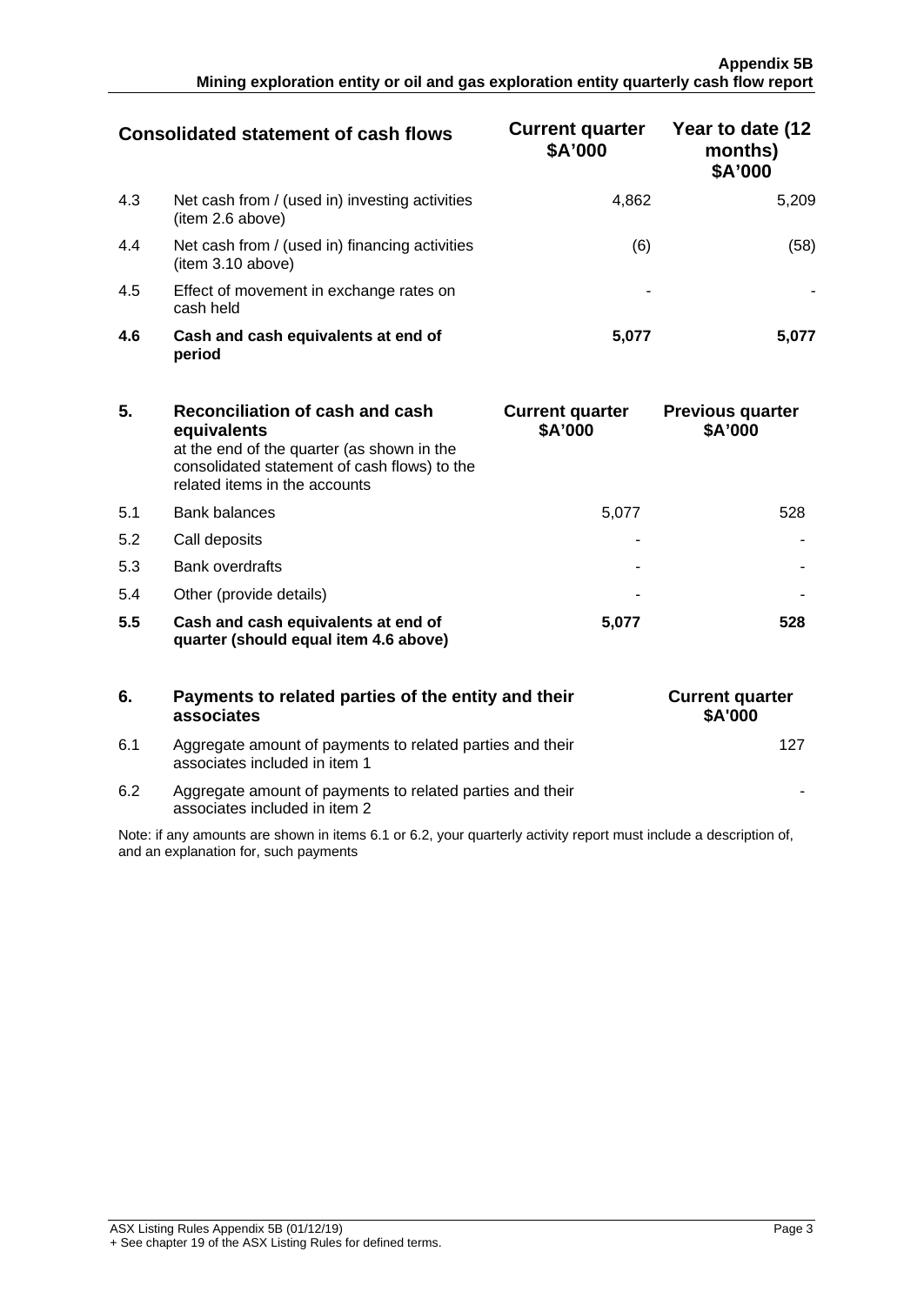| Consolidated statement of cash flows | | Current quarter $A'000 | Year to date (12 months) $A'000 |
|---|---|---|---|
| 4.3 | Net cash from / (used in) investing activities (item 2.6 above) | 4,862 | 5,209 |
| 4.4 | Net cash from / (used in) financing activities (item 3.10 above) | (6) | (58) |
| 4.5 | Effect of movement in exchange rates on cash held | - | - |
| **4.6** | **Cash and cash equivalents at end of period** | **5,077** | **5,077** |

| **5.** | **Reconciliation of cash and cash equivalents** at the end of the quarter (as shown in the consolidated statement of cash flows) to the related items in the accounts | **Current quarter $A'000** | **Previous quarter $A'000** |
|---|---|---|---|
| 5.1 | Bank balances | 5,077 | 528 |
| 5.2 | Call deposits | - | - |
| 5.3 | Bank overdrafts | - | - |
| 5.4 | Other (provide details) | - | - |
| **5.5** | **Cash and cash equivalents at end of quarter (should equal item 4.6 above)** | **5,077** | **528** |

| **6.** | **Payments to related parties of the entity and their associates** | **Current quarter $A'000** |
|---|---|---|
| 6.1 | Aggregate amount of payments to related parties and their associates included in item 1 | 127 |
| 6.2 | Aggregate amount of payments to related parties and their associates included in item 2 | - |

Note: if any amounts are shown in items 6.1 or 6.2, your quarterly activity report must include a description of, and an explanation for, such payments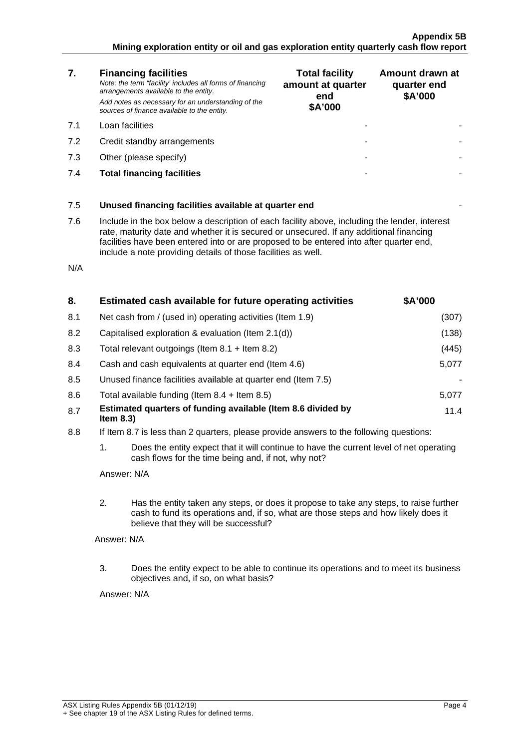| 7. | **Financing facilities**<br>*Note: the term "facility' includes all forms of financing arrangements available to the entity.*<br>*Add notes as necessary for an understanding of the sources of finance available to the entity.* | **Total facility amount at quarter end**<br>**$A'000** | **Amount drawn at quarter end**<br>**$A'000** |
|---|---|---|---|
| 7.1 | Loan facilities | - | - |
| 7.2 | Credit standby arrangements | - | - |
| 7.3 | Other (please specify) | - | - |
| 7.4 | **Total financing facilities** | - | - |

| | | |
|---|---|---|
| 7.5 | **Unused financing facilities available at quarter end** | - |

7.6 Include in the box below a description of each facility above, including the lender, interest rate, maturity date and whether it is secured or unsecured. If any additional financing facilities have been entered into or are proposed to be entered into after quarter end, include a note providing details of those facilities as well.

N/A

| 8. | **Estimated cash available for future operating activities** | **$A'000** |
|---|---|---|
| 8.1 | Net cash from / (used in) operating activities (Item 1.9) | (307) |
| 8.2 | Capitalised exploration & evaluation (Item 2.1(d)) | (138) |
| 8.3 | Total relevant outgoings (Item 8.1 + Item 8.2) | (445) |
| 8.4 | Cash and cash equivalents at quarter end (Item 4.6) | 5,077 |
| 8.5 | Unused finance facilities available at quarter end (Item 7.5) | - |
| 8.6 | Total available funding (Item 8.4 + Item 8.5) | 5,077 |
| 8.7 | **Estimated quarters of funding available (Item 8.6 divided by Item 8.3)** | 11.4 |

8.8 If Item 8.7 is less than 2 quarters, please provide answers to the following questions:

1. Does the entity expect that it will continue to have the current level of net operating cash flows for the time being and, if not, why not?

   Answer: N/A

2. Has the entity taken any steps, or does it propose to take any steps, to raise further cash to fund its operations and, if so, what are those steps and how likely does it believe that they will be successful?

   Answer: N/A

3. Does the entity expect to be able to continue its operations and to meet its business objectives and, if so, on what basis?

   Answer: N/A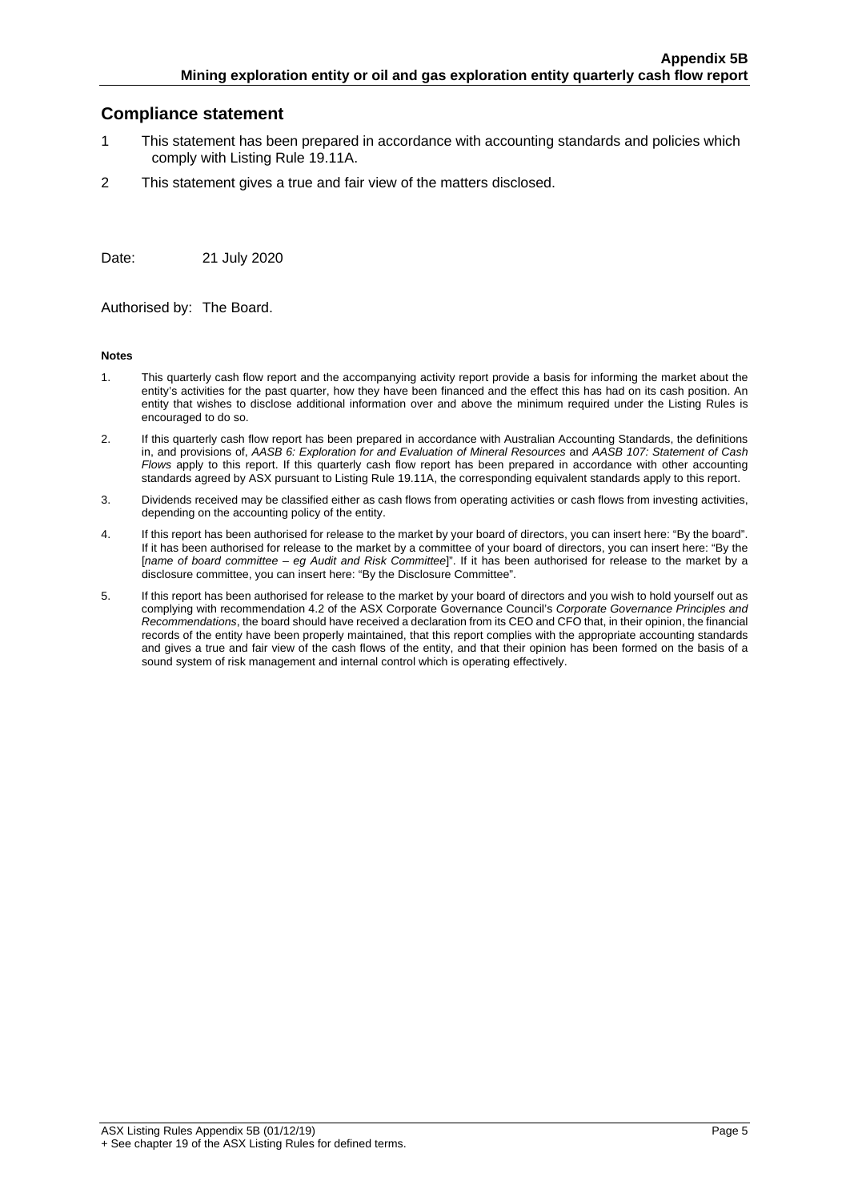## Compliance statement

1 This statement has been prepared in accordance with accounting standards and policies which comply with Listing Rule 19.11A.

2 This statement gives a true and fair view of the matters disclosed.

Date: 21 July 2020

Authorised by: The Board.

**Notes**

1. This quarterly cash flow report and the accompanying activity report provide a basis for informing the market about the entity's activities for the past quarter, how they have been financed and the effect this has had on its cash position. An entity that wishes to disclose additional information over and above the minimum required under the Listing Rules is encouraged to do so.
2. If this quarterly cash flow report has been prepared in accordance with Australian Accounting Standards, the definitions in, and provisions of, *AASB 6: Exploration for and Evaluation of Mineral Resources* and *AASB 107: Statement of Cash Flows* apply to this report. If this quarterly cash flow report has been prepared in accordance with other accounting standards agreed by ASX pursuant to Listing Rule 19.11A, the corresponding equivalent standards apply to this report.
3. Dividends received may be classified either as cash flows from operating activities or cash flows from investing activities, depending on the accounting policy of the entity.
4. If this report has been authorised for release to the market by your board of directors, you can insert here: "By the board". If it has been authorised for release to the market by a committee of your board of directors, you can insert here: "By the [*name of board committee – eg Audit and Risk Committee*]". If it has been authorised for release to the market by a disclosure committee, you can insert here: "By the Disclosure Committee".
5. If this report has been authorised for release to the market by your board of directors and you wish to hold yourself out as complying with recommendation 4.2 of the ASX Corporate Governance Council's *Corporate Governance Principles and Recommendations*, the board should have received a declaration from its CEO and CFO that, in their opinion, the financial records of the entity have been properly maintained, that this report complies with the appropriate accounting standards and gives a true and fair view of the cash flows of the entity, and that their opinion has been formed on the basis of a sound system of risk management and internal control which is operating effectively.